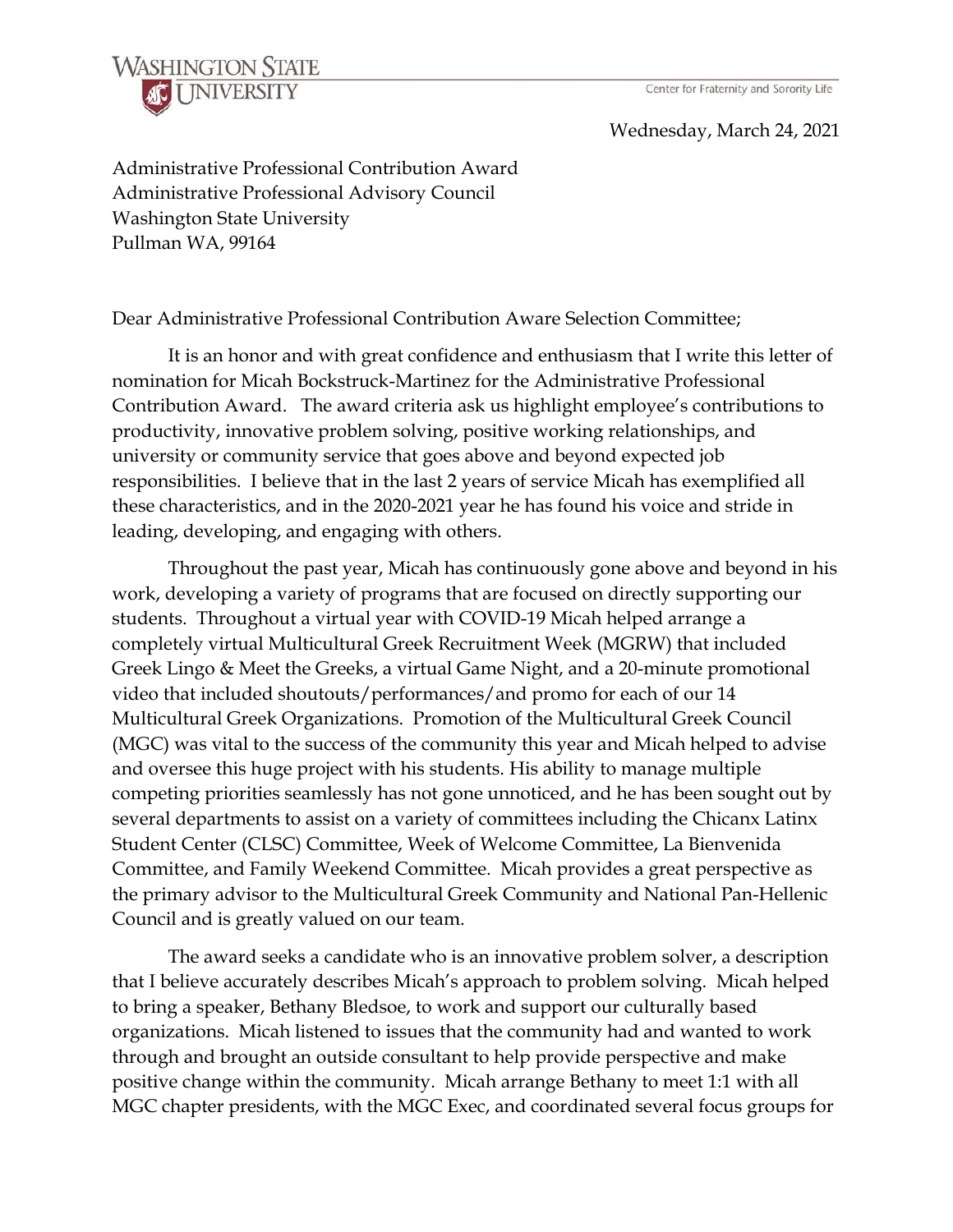Washington State University
Center for Fraternity and Sorority Life

Wednesday, March 24, 2021

Administrative Professional Contribution Award
Administrative Professional Advisory Council
Washington State University
Pullman WA, 99164

Dear Administrative Professional Contribution Aware Selection Committee;

It is an honor and with great confidence and enthusiasm that I write this letter of nomination for Micah Bockstruck-Martinez for the Administrative Professional Contribution Award. The award criteria ask us highlight employee's contributions to productivity, innovative problem solving, positive working relationships, and university or community service that goes above and beyond expected job responsibilities. I believe that in the last 2 years of service Micah has exemplified all these characteristics, and in the 2020-2021 year he has found his voice and stride in leading, developing, and engaging with others.

Throughout the past year, Micah has continuously gone above and beyond in his work, developing a variety of programs that are focused on directly supporting our students. Throughout a virtual year with COVID-19 Micah helped arrange a completely virtual Multicultural Greek Recruitment Week (MGRW) that included Greek Lingo & Meet the Greeks, a virtual Game Night, and a 20-minute promotional video that included shoutouts/performances/and promo for each of our 14 Multicultural Greek Organizations. Promotion of the Multicultural Greek Council (MGC) was vital to the success of the community this year and Micah helped to advise and oversee this huge project with his students. His ability to manage multiple competing priorities seamlessly has not gone unnoticed, and he has been sought out by several departments to assist on a variety of committees including the Chicanx Latinx Student Center (CLSC) Committee, Week of Welcome Committee, La Bienvenida Committee, and Family Weekend Committee. Micah provides a great perspective as the primary advisor to the Multicultural Greek Community and National Pan-Hellenic Council and is greatly valued on our team.

The award seeks a candidate who is an innovative problem solver, a description that I believe accurately describes Micah's approach to problem solving. Micah helped to bring a speaker, Bethany Bledsoe, to work and support our culturally based organizations. Micah listened to issues that the community had and wanted to work through and brought an outside consultant to help provide perspective and make positive change within the community. Micah arrange Bethany to meet 1:1 with all MGC chapter presidents, with the MGC Exec, and coordinated several focus groups for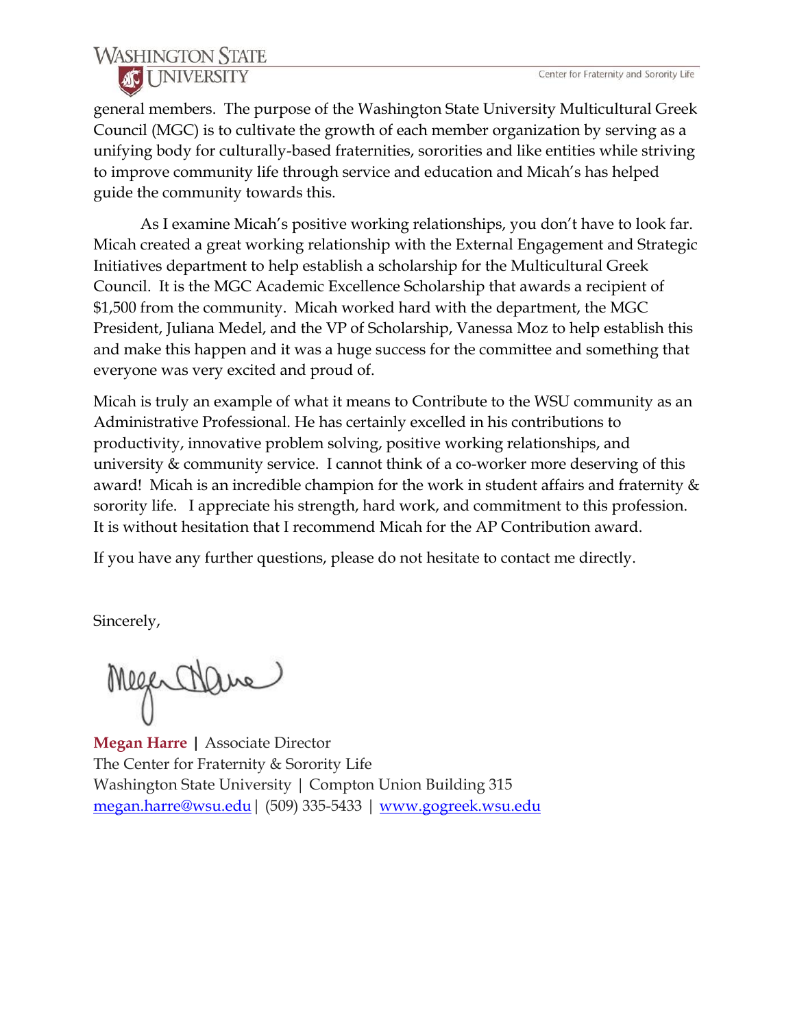general members. The purpose of the Washington State University Multicultural Greek Council (MGC) is to cultivate the growth of each member organization by serving as a unifying body for culturally-based fraternities, sororities and like entities while striving to improve community life through service and education and Micah's has helped guide the community towards this.

As I examine Micah's positive working relationships, you don't have to look far. Micah created a great working relationship with the External Engagement and Strategic Initiatives department to help establish a scholarship for the Multicultural Greek Council. It is the MGC Academic Excellence Scholarship that awards a recipient of $1,500 from the community. Micah worked hard with the department, the MGC President, Juliana Medel, and the VP of Scholarship, Vanessa Moz to help establish this and make this happen and it was a huge success for the committee and something that everyone was very excited and proud of.

Micah is truly an example of what it means to Contribute to the WSU community as an Administrative Professional. He has certainly excelled in his contributions to productivity, innovative problem solving, positive working relationships, and university & community service. I cannot think of a co-worker more deserving of this award! Micah is an incredible champion for the work in student affairs and fraternity & sorority life. I appreciate his strength, hard work, and commitment to this profession. It is without hesitation that I recommend Micah for the AP Contribution award.

If you have any further questions, please do not hesitate to contact me directly.

Sincerely,

**Megan Harre** | Associate Director
The Center for Fraternity & Sorority Life
Washington State University | Compton Union Building 315
megan.harre@wsu.edu | (509) 335-5433 | www.gogreek.wsu.edu